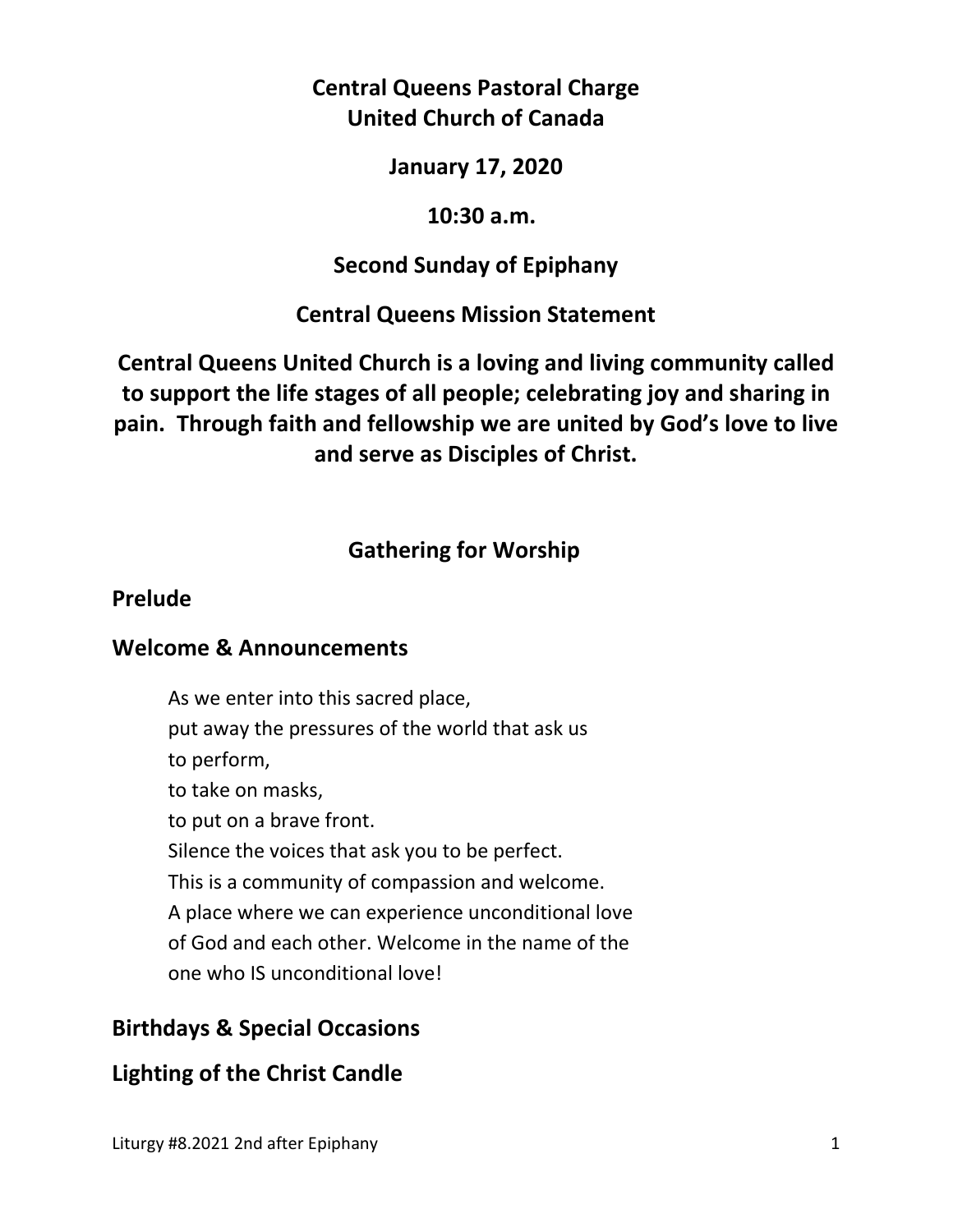**Central Queens Pastoral Charge**
**United Church of Canada**

**January 17, 2020**

**10:30 a.m.**

**Second Sunday of Epiphany**

**Central Queens Mission Statement**

**Central Queens United Church is a loving and living community called to support the life stages of all people; celebrating joy and sharing in pain. Through faith and fellowship we are united by God's love to live and serve as Disciples of Christ.**

## Gathering for Worship

### Prelude

### Welcome & Announcements

As we enter into this sacred place,
put away the pressures of the world that ask us
to perform,
to take on masks,
to put on a brave front.
Silence the voices that ask you to be perfect.
This is a community of compassion and welcome.
A place where we can experience unconditional love
of God and each other. Welcome in the name of the
one who IS unconditional love!

### Birthdays & Special Occasions

### Lighting of the Christ Candle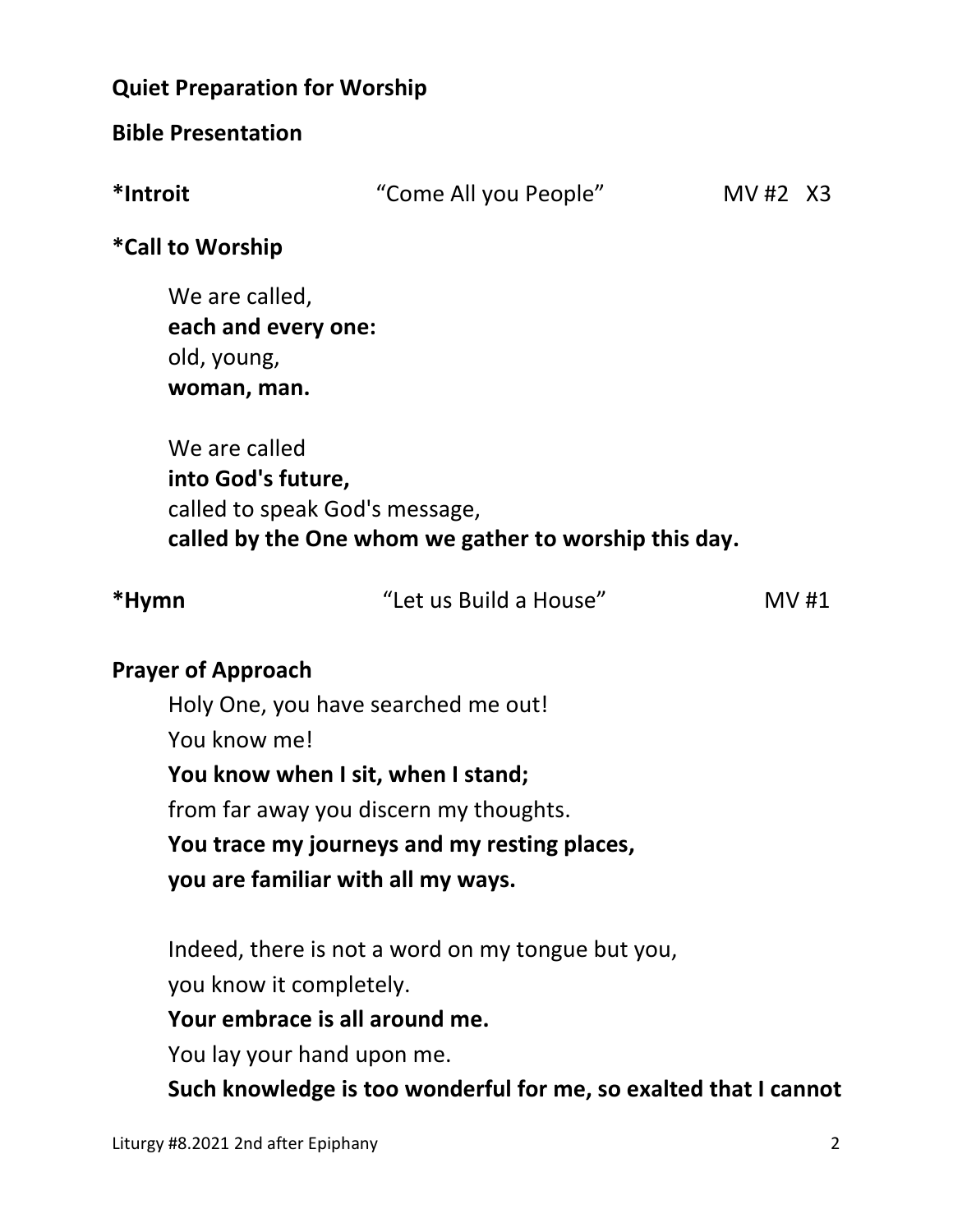**Quiet Preparation for Worship**

**Bible Presentation**

**\*Introit** "Come All you People" MV #2 X3

**\*Call to Worship**

We are called,
**each and every one:**
old, young,
**woman, man.**

We are called
**into God's future,**
called to speak God's message,
**called by the One whom we gather to worship this day.**

**\*Hymn** "Let us Build a House" MV #1

**Prayer of Approach**

Holy One, you have searched me out!
You know me!
**You know when I sit, when I stand;**
from far away you discern my thoughts.
**You trace my journeys and my resting places,**
**you are familiar with all my ways.**

Indeed, there is not a word on my tongue but you,
you know it completely.
**Your embrace is all around me.**
You lay your hand upon me.
**Such knowledge is too wonderful for me, so exalted that I cannot**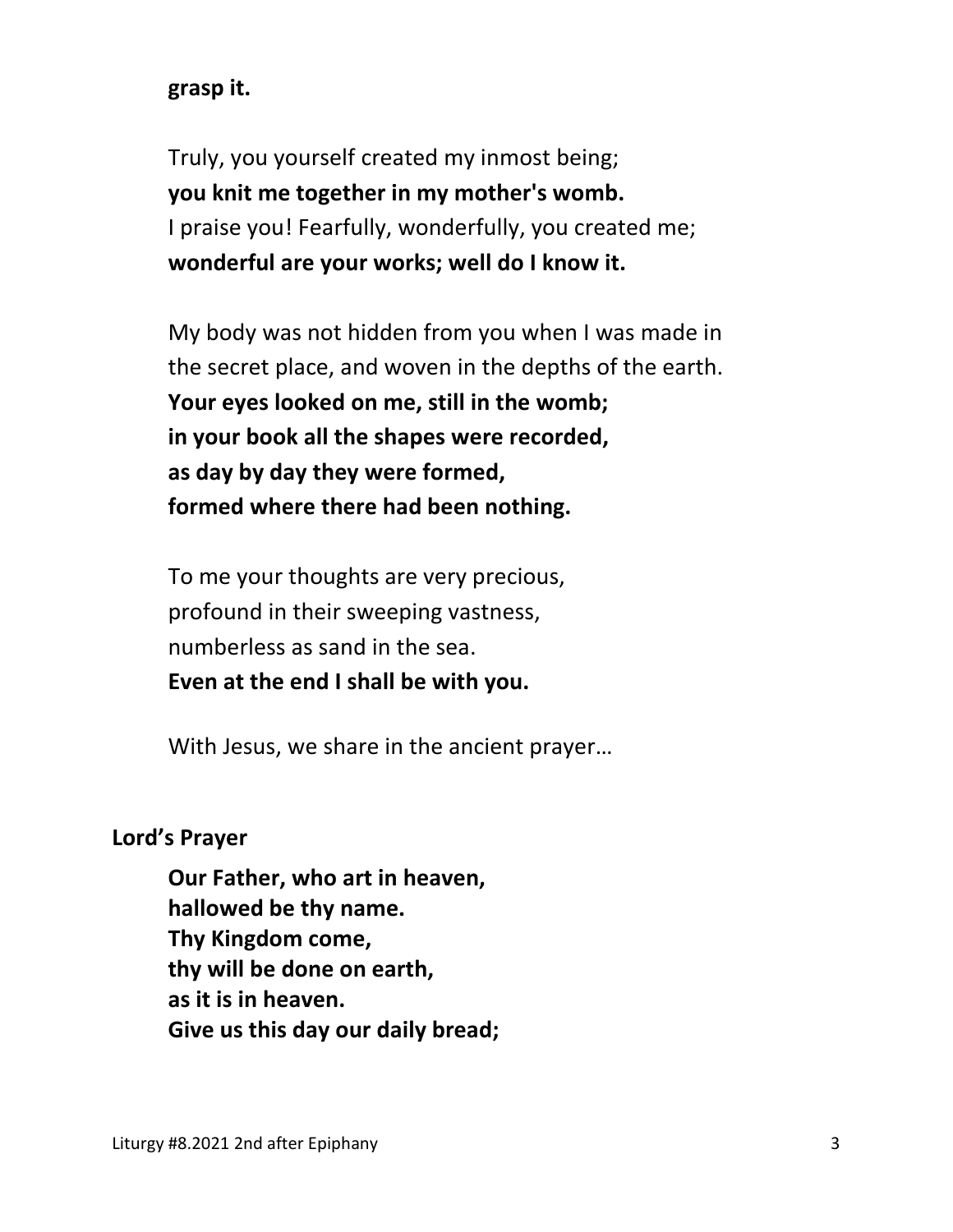**grasp it.**

Truly, you yourself created my inmost being;
**you knit me together in my mother's womb.**
I praise you! Fearfully, wonderfully, you created me;
**wonderful are your works; well do I know it.**

My body was not hidden from you when I was made in the secret place, and woven in the depths of the earth.
**Your eyes looked on me, still in the womb;**
**in your book all the shapes were recorded,**
**as day by day they were formed,**
**formed where there had been nothing.**

To me your thoughts are very precious,
profound in their sweeping vastness,
numberless as sand in the sea.
**Even at the end I shall be with you.**

With Jesus, we share in the ancient prayer…

**Lord's Prayer**

**Our Father, who art in heaven,**
**hallowed be thy name.**
**Thy Kingdom come,**
**thy will be done on earth,**
**as it is in heaven.**
**Give us this day our daily bread;**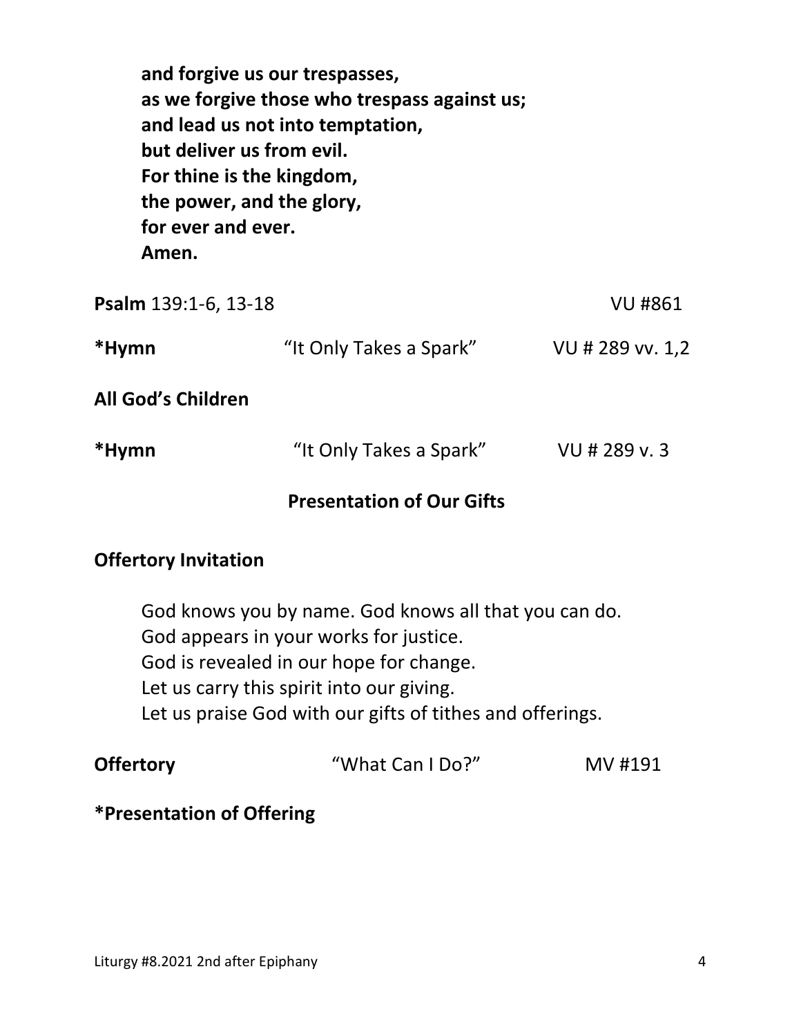**and forgive us our trespasses,**
**as we forgive those who trespass against us;**
**and lead us not into temptation,**
**but deliver us from evil.**
**For thine is the kingdom,**
**the power, and the glory,**
**for ever and ever.**
**Amen.**

**Psalm** 139:1-6, 13-18 VU #861

**\*Hymn** "It Only Takes a Spark" VU # 289 vv. 1,2

**All God's Children**

**\*Hymn** "It Only Takes a Spark" VU # 289 v. 3

## Presentation of Our Gifts

**Offertory Invitation**

God knows you by name. God knows all that you can do.
God appears in your works for justice.
God is revealed in our hope for change.
Let us carry this spirit into our giving.
Let us praise God with our gifts of tithes and offerings.

**Offertory** "What Can I Do?" MV #191

**\*Presentation of Offering**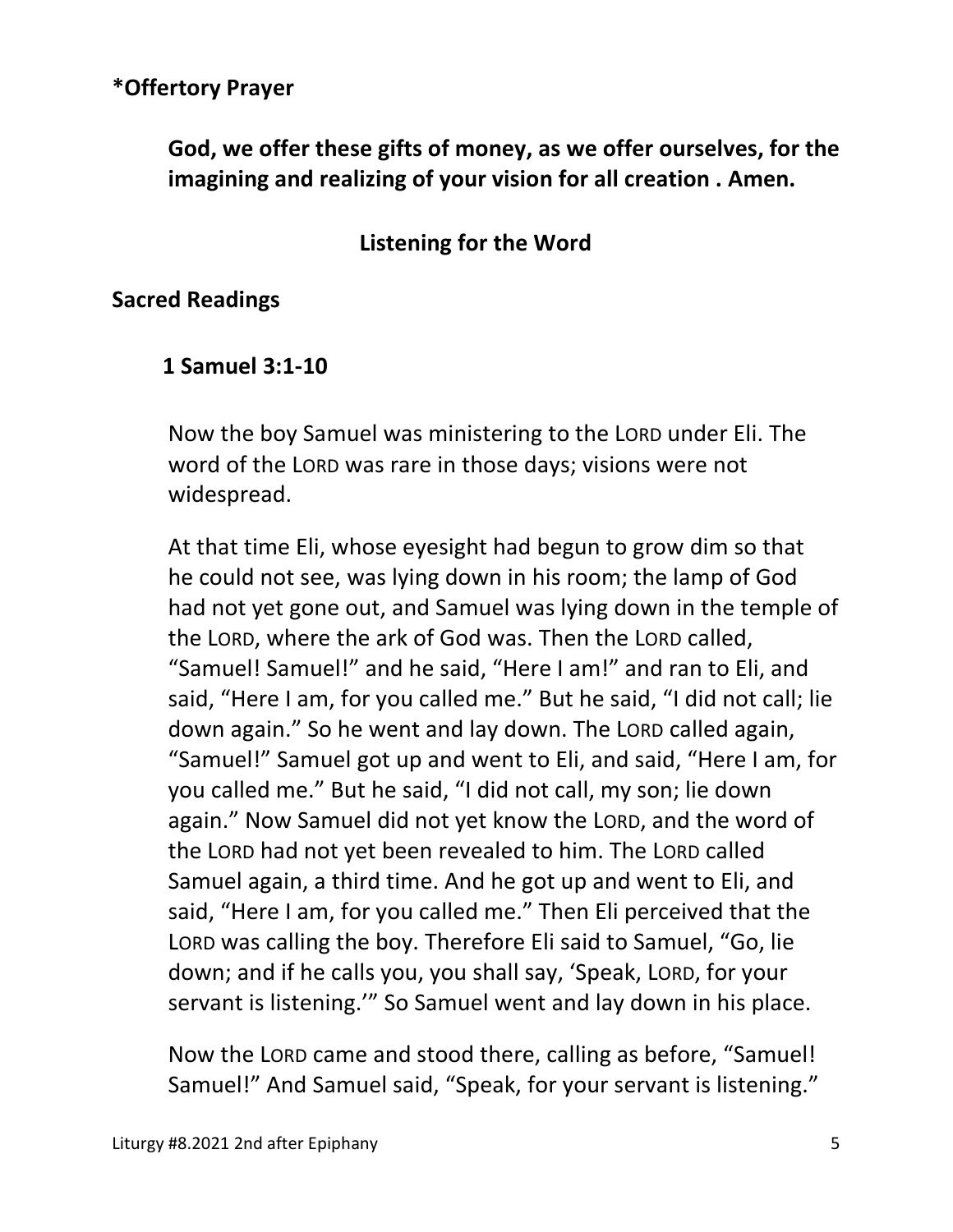**\*Offertory Prayer**

**God, we offer these gifts of money, as we offer ourselves, for the imagining and realizing of your vision for all creation . Amen.**

## Listening for the Word

**Sacred Readings**

**1 Samuel 3:1-10**

Now the boy Samuel was ministering to the LORD under Eli. The word of the LORD was rare in those days; visions were not widespread.

At that time Eli, whose eyesight had begun to grow dim so that he could not see, was lying down in his room; the lamp of God had not yet gone out, and Samuel was lying down in the temple of the LORD, where the ark of God was. Then the LORD called, "Samuel! Samuel!" and he said, "Here I am!" and ran to Eli, and said, "Here I am, for you called me." But he said, "I did not call; lie down again." So he went and lay down. The LORD called again, "Samuel!" Samuel got up and went to Eli, and said, "Here I am, for you called me." But he said, "I did not call, my son; lie down again." Now Samuel did not yet know the LORD, and the word of the LORD had not yet been revealed to him. The LORD called Samuel again, a third time. And he got up and went to Eli, and said, "Here I am, for you called me." Then Eli perceived that the LORD was calling the boy. Therefore Eli said to Samuel, "Go, lie down; and if he calls you, you shall say, 'Speak, LORD, for your servant is listening.'" So Samuel went and lay down in his place.

Now the LORD came and stood there, calling as before, "Samuel! Samuel!" And Samuel said, "Speak, for your servant is listening."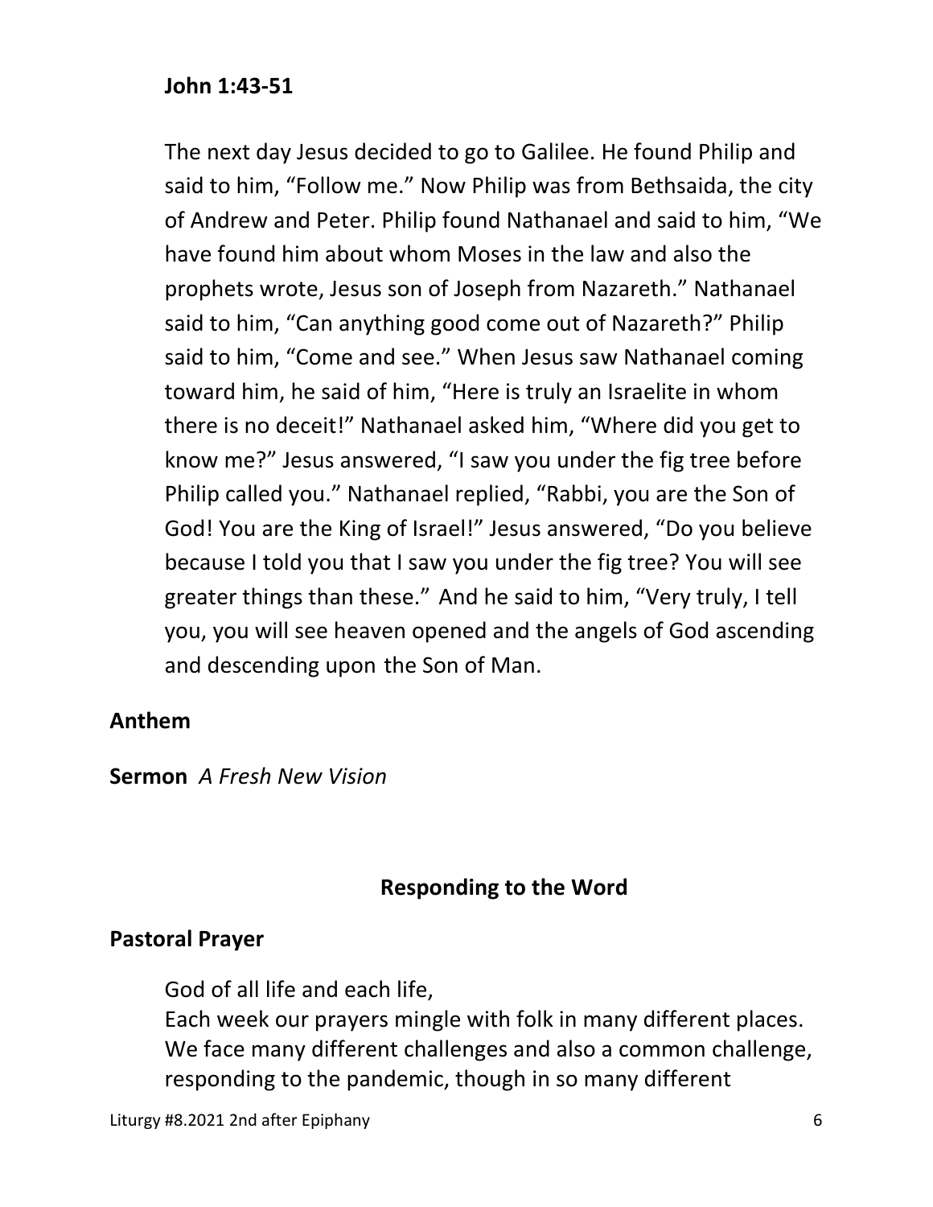**John 1:43-51**

The next day Jesus decided to go to Galilee. He found Philip and said to him, "Follow me." Now Philip was from Bethsaida, the city of Andrew and Peter. Philip found Nathanael and said to him, "We have found him about whom Moses in the law and also the prophets wrote, Jesus son of Joseph from Nazareth." Nathanael said to him, "Can anything good come out of Nazareth?" Philip said to him, "Come and see." When Jesus saw Nathanael coming toward him, he said of him, "Here is truly an Israelite in whom there is no deceit!" Nathanael asked him, "Where did you get to know me?" Jesus answered, "I saw you under the fig tree before Philip called you." Nathanael replied, "Rabbi, you are the Son of God! You are the King of Israel!" Jesus answered, "Do you believe because I told you that I saw you under the fig tree? You will see greater things than these." And he said to him, "Very truly, I tell you, you will see heaven opened and the angels of God ascending and descending upon the Son of Man.

**Anthem**

**Sermon** *A Fresh New Vision*

## Responding to the Word

**Pastoral Prayer**

God of all life and each life,
Each week our prayers mingle with folk in many different places. We face many different challenges and also a common challenge, responding to the pandemic, though in so many different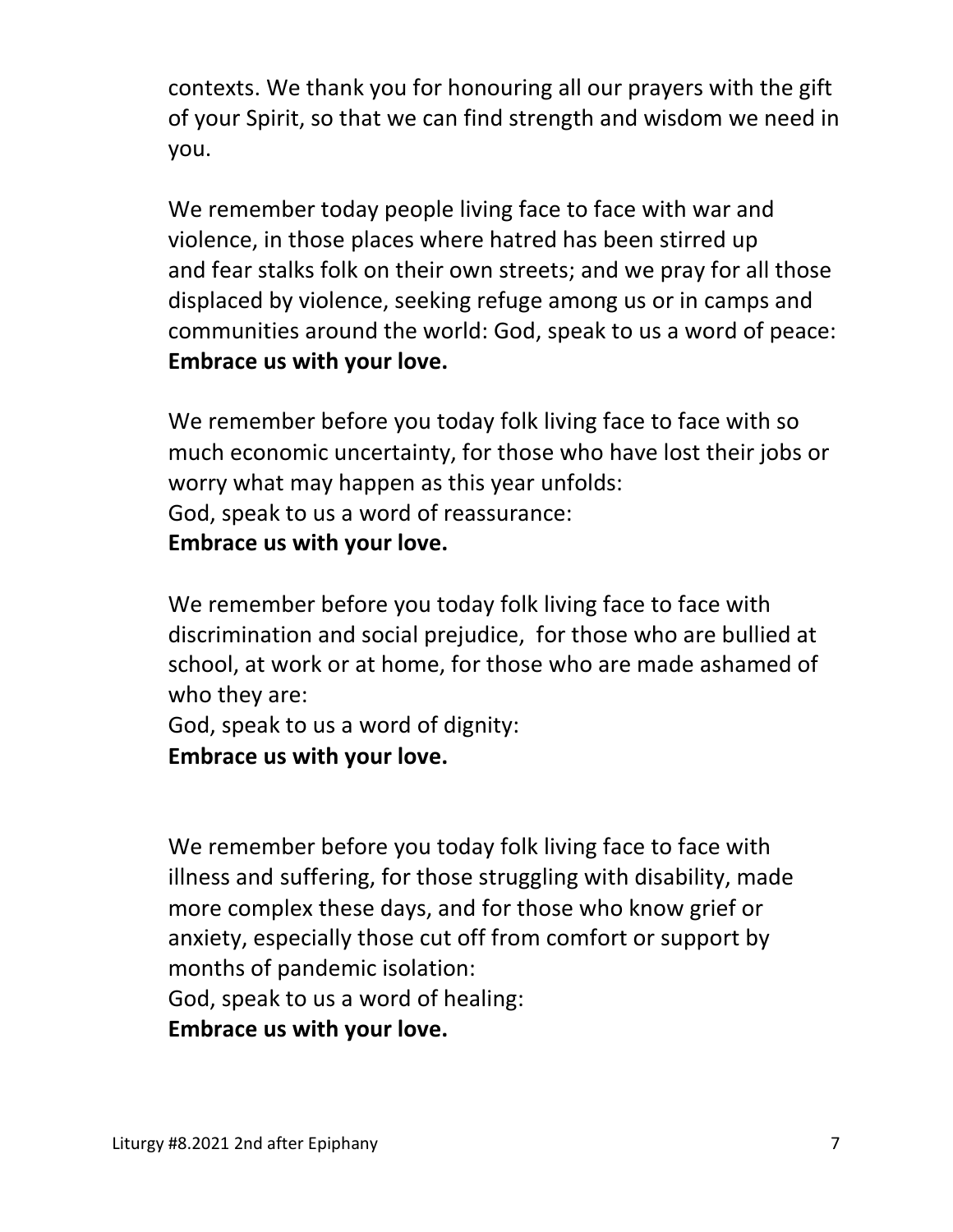contexts. We thank you for honouring all our prayers with the gift of your Spirit, so that we can find strength and wisdom we need in you.

We remember today people living face to face with war and violence, in those places where hatred has been stirred up and fear stalks folk on their own streets; and we pray for all those displaced by violence, seeking refuge among us or in camps and communities around the world: God, speak to us a word of peace:
**Embrace us with your love.**

We remember before you today folk living face to face with so much economic uncertainty, for those who have lost their jobs or worry what may happen as this year unfolds:
God, speak to us a word of reassurance:
**Embrace us with your love.**

We remember before you today folk living face to face with discrimination and social prejudice, for those who are bullied at school, at work or at home, for those who are made ashamed of who they are:
God, speak to us a word of dignity:
**Embrace us with your love.**

We remember before you today folk living face to face with illness and suffering, for those struggling with disability, made more complex these days, and for those who know grief or anxiety, especially those cut off from comfort or support by months of pandemic isolation:
God, speak to us a word of healing:
**Embrace us with your love.**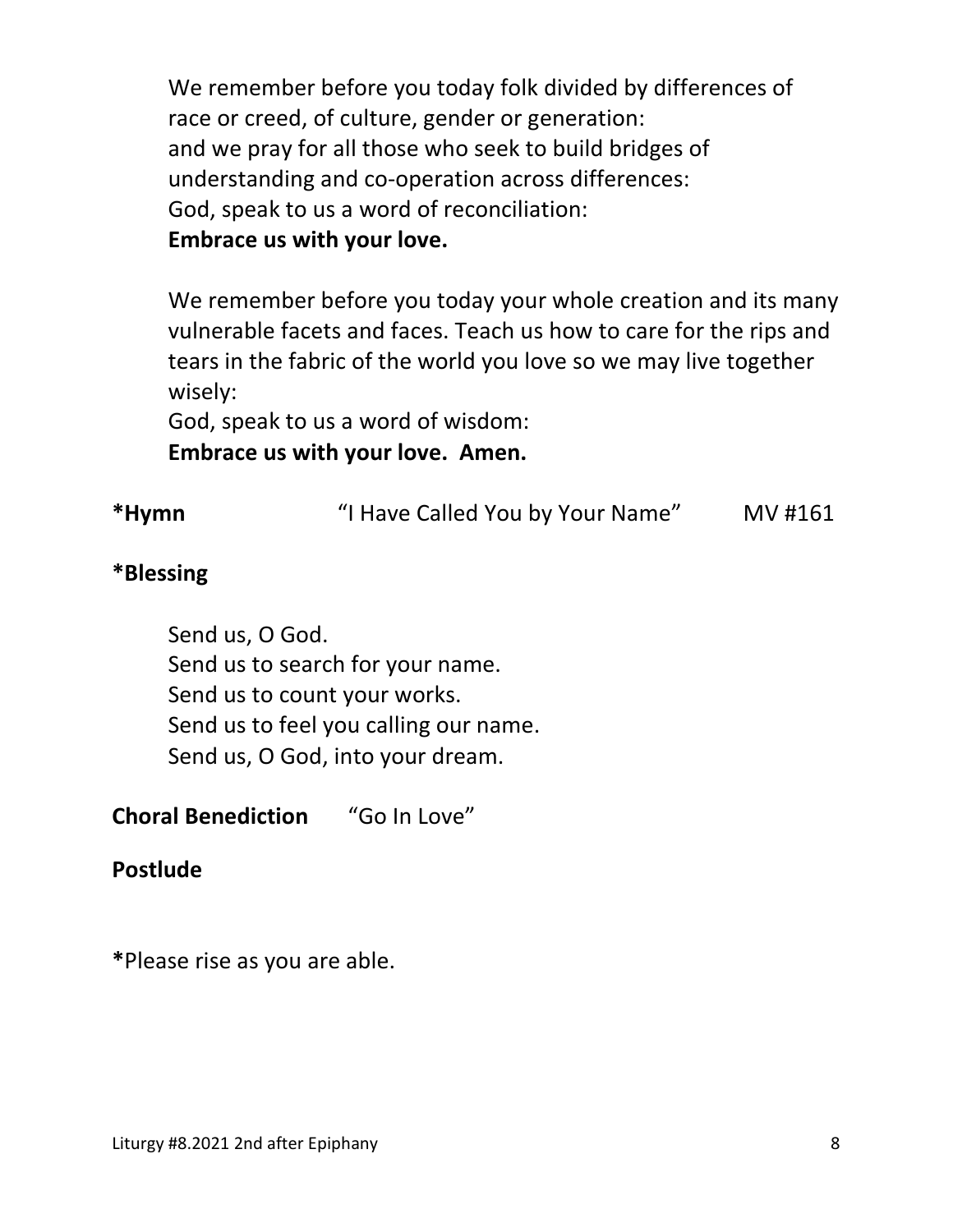We remember before you today folk divided by differences of race or creed, of culture, gender or generation:
and we pray for all those who seek to build bridges of understanding and co-operation across differences:
God, speak to us a word of reconciliation:
**Embrace us with your love.**

We remember before you today your whole creation and its many vulnerable facets and faces. Teach us how to care for the rips and tears in the fabric of the world you love so we may live together wisely:
God, speak to us a word of wisdom:
**Embrace us with your love. Amen.**

**\*Hymn** "I Have Called You by Your Name" MV #161

**\*Blessing**

Send us, O God.
Send us to search for your name.
Send us to count your works.
Send us to feel you calling our name.
Send us, O God, into your dream.

**Choral Benediction** "Go In Love"

**Postlude**

**\***Please rise as you are able.